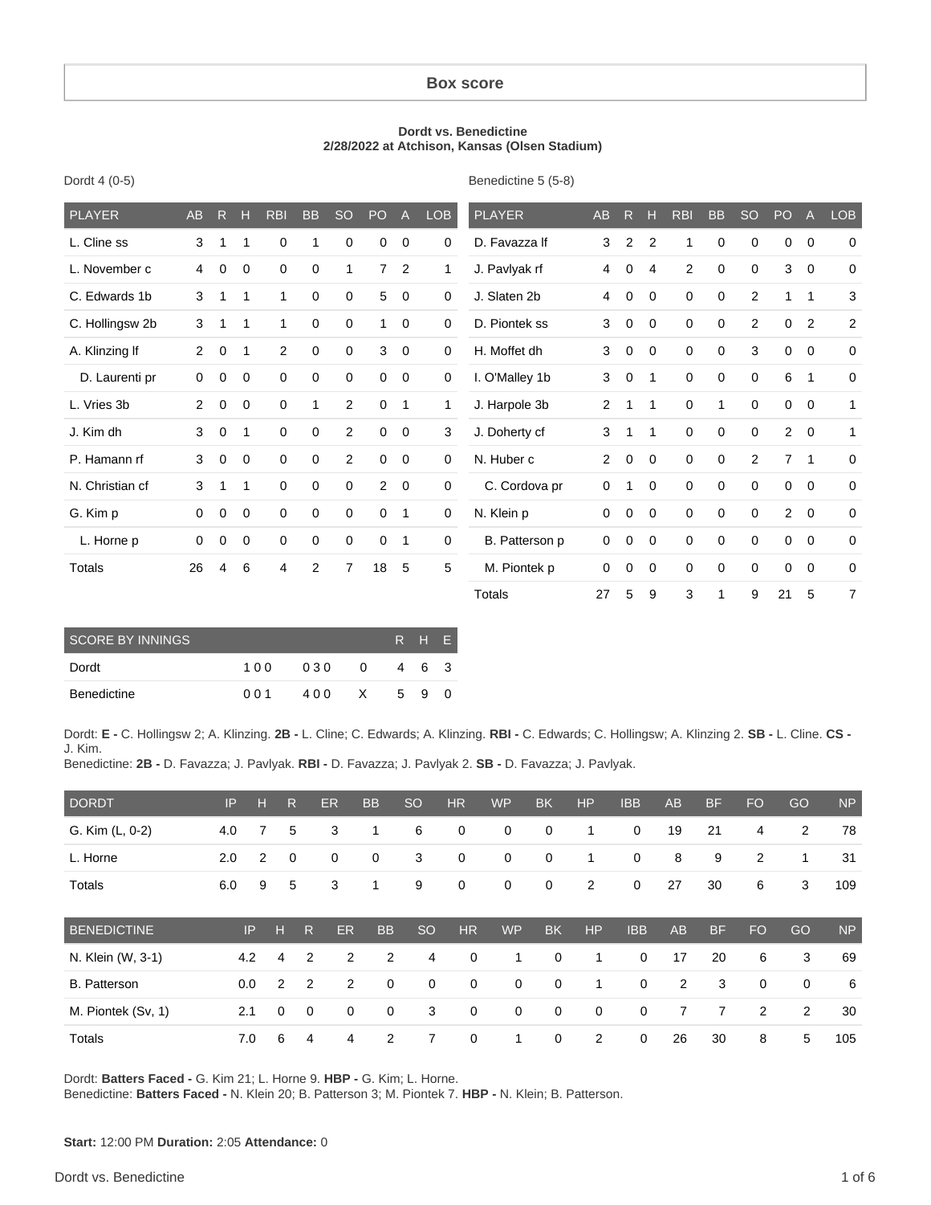# Box score

**Dordt vs. Benedictine**
**2/28/2022 at Atchison, Kansas (Olsen Stadium)**

Dordt 4 (0-5)

| PLAYER | AB | R | H | RBI | BB | SO | PO | A | LOB |
|---|---|---|---|---|---|---|---|---|---|
| L. Cline ss | 3 | 1 | 1 | 0 | 1 | 0 | 0 | 0 | 0 |
| L. November c | 4 | 0 | 0 | 0 | 0 | 1 | 7 | 2 | 1 |
| C. Edwards 1b | 3 | 1 | 1 | 1 | 0 | 0 | 5 | 0 | 0 |
| C. Hollingsw 2b | 3 | 1 | 1 | 1 | 0 | 0 | 1 | 0 | 0 |
| A. Klinzing lf | 2 | 0 | 1 | 2 | 0 | 0 | 3 | 0 | 0 |
| D. Laurenti pr | 0 | 0 | 0 | 0 | 0 | 0 | 0 | 0 | 0 |
| L. Vries 3b | 2 | 0 | 0 | 0 | 1 | 2 | 0 | 1 | 1 |
| J. Kim dh | 3 | 0 | 1 | 0 | 0 | 2 | 0 | 0 | 3 |
| P. Hamann rf | 3 | 0 | 0 | 0 | 0 | 2 | 0 | 0 | 0 |
| N. Christian cf | 3 | 1 | 1 | 0 | 0 | 0 | 2 | 0 | 0 |
| G. Kim p | 0 | 0 | 0 | 0 | 0 | 0 | 0 | 1 | 0 |
| L. Horne p | 0 | 0 | 0 | 0 | 0 | 0 | 0 | 1 | 0 |
| Totals | 26 | 4 | 6 | 4 | 2 | 7 | 18 | 5 | 5 |

Benedictine 5 (5-8)

| PLAYER | AB | R | H | RBI | BB | SO | PO | A | LOB |
|---|---|---|---|---|---|---|---|---|---|
| D. Favazza lf | 3 | 2 | 2 | 1 | 0 | 0 | 0 | 0 | 0 |
| J. Pavlyak rf | 4 | 0 | 4 | 2 | 0 | 0 | 3 | 0 | 0 |
| J. Slaten 2b | 4 | 0 | 0 | 0 | 0 | 2 | 1 | 1 | 3 |
| D. Piontek ss | 3 | 0 | 0 | 0 | 0 | 2 | 0 | 2 | 2 |
| H. Moffet dh | 3 | 0 | 0 | 0 | 0 | 3 | 0 | 0 | 0 |
| I. O'Malley 1b | 3 | 0 | 1 | 0 | 0 | 0 | 6 | 1 | 0 |
| J. Harpole 3b | 2 | 1 | 1 | 0 | 1 | 0 | 0 | 0 | 1 |
| J. Doherty cf | 3 | 1 | 1 | 0 | 0 | 0 | 2 | 0 | 1 |
| N. Huber c | 2 | 0 | 0 | 0 | 0 | 2 | 7 | 1 | 0 |
| C. Cordova pr | 0 | 1 | 0 | 0 | 0 | 0 | 0 | 0 | 0 |
| N. Klein p | 0 | 0 | 0 | 0 | 0 | 0 | 2 | 0 | 0 |
| B. Patterson p | 0 | 0 | 0 | 0 | 0 | 0 | 0 | 0 | 0 |
| M. Piontek p | 0 | 0 | 0 | 0 | 0 | 0 | 0 | 0 | 0 |
| Totals | 27 | 5 | 9 | 3 | 1 | 9 | 21 | 5 | 7 |

| SCORE BY INNINGS | | | | R | H | E |
|---|---|---|---|---|---|---|
| Dordt | 100 | 030 | 0 | 4 | 6 | 3 |
| Benedictine | 001 | 400 | X | 5 | 9 | 0 |

Dordt: **E -** C. Hollingsw 2; A. Klinzing. **2B -** L. Cline; C. Edwards; A. Klinzing. **RBI -** C. Edwards; C. Hollingsw; A. Klinzing 2. **SB -** L. Cline. **CS -** J. Kim.
Benedictine: **2B -** D. Favazza; J. Pavlyak. **RBI -** D. Favazza; J. Pavlyak 2. **SB -** D. Favazza; J. Pavlyak.

| DORDT | IP | H | R | ER | BB | SO | HR | WP | BK | HP | IBB | AB | BF | FO | GO | NP |
|---|---|---|---|---|---|---|---|---|---|---|---|---|---|---|---|---|
| G. Kim (L, 0-2) | 4.0 | 7 | 5 | 3 | 1 | 6 | 0 | 0 | 0 | 1 | 0 | 19 | 21 | 4 | 2 | 78 |
| L. Horne | 2.0 | 2 | 0 | 0 | 0 | 3 | 0 | 0 | 0 | 1 | 0 | 8 | 9 | 2 | 1 | 31 |
| Totals | 6.0 | 9 | 5 | 3 | 1 | 9 | 0 | 0 | 0 | 2 | 0 | 27 | 30 | 6 | 3 | 109 |

| BENEDICTINE | IP | H | R | ER | BB | SO | HR | WP | BK | HP | IBB | AB | BF | FO | GO | NP |
|---|---|---|---|---|---|---|---|---|---|---|---|---|---|---|---|---|
| N. Klein (W, 3-1) | 4.2 | 4 | 2 | 2 | 2 | 4 | 0 | 1 | 0 | 1 | 0 | 17 | 20 | 6 | 3 | 69 |
| B. Patterson | 0.0 | 2 | 2 | 2 | 0 | 0 | 0 | 0 | 0 | 1 | 0 | 2 | 3 | 0 | 0 | 6 |
| M. Piontek (Sv, 1) | 2.1 | 0 | 0 | 0 | 0 | 3 | 0 | 0 | 0 | 0 | 0 | 7 | 7 | 2 | 2 | 30 |
| Totals | 7.0 | 6 | 4 | 4 | 2 | 7 | 0 | 1 | 0 | 2 | 0 | 26 | 30 | 8 | 5 | 105 |

Dordt: **Batters Faced -** G. Kim 21; L. Horne 9. **HBP -** G. Kim; L. Horne.
Benedictine: **Batters Faced -** N. Klein 20; B. Patterson 3; M. Piontek 7. **HBP -** N. Klein; B. Patterson.

**Start:** 12:00 PM **Duration:** 2:05 **Attendance:** 0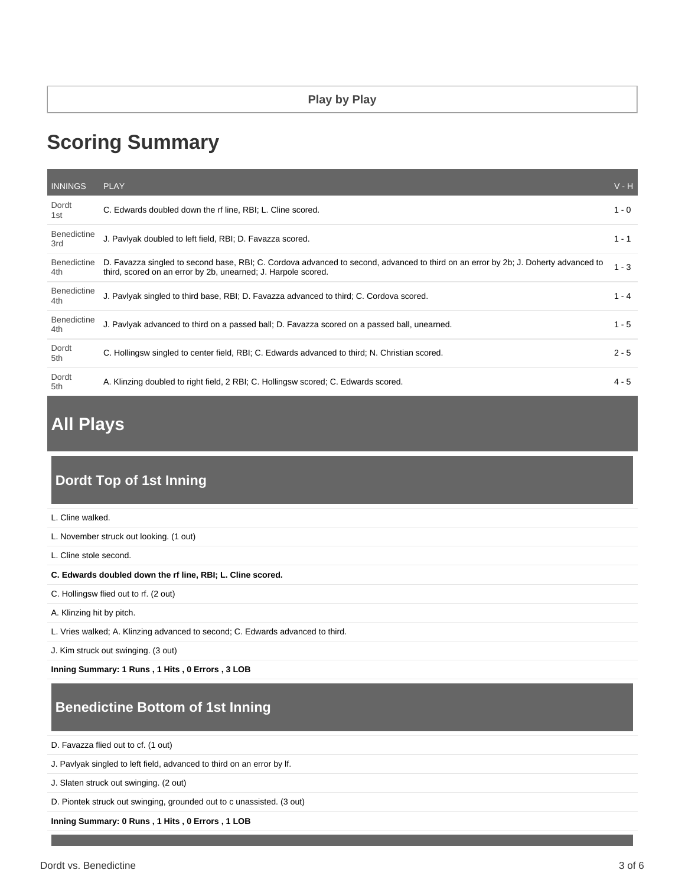Play by Play

# Scoring Summary

| INNINGS | PLAY | V - H |
|---|---|---|
| Dordt 1st | C. Edwards doubled down the rf line, RBI; L. Cline scored. | 1 - 0 |
| Benedictine 3rd | J. Pavlyak doubled to left field, RBI; D. Favazza scored. | 1 - 1 |
| Benedictine 4th | D. Favazza singled to second base, RBI; C. Cordova advanced to second, advanced to third on an error by 2b; J. Doherty advanced to third, scored on an error by 2b, unearned; J. Harpole scored. | 1 - 3 |
| Benedictine 4th | J. Pavlyak singled to third base, RBI; D. Favazza advanced to third; C. Cordova scored. | 1 - 4 |
| Benedictine 4th | J. Pavlyak advanced to third on a passed ball; D. Favazza scored on a passed ball, unearned. | 1 - 5 |
| Dordt 5th | C. Hollingsw singled to center field, RBI; C. Edwards advanced to third; N. Christian scored. | 2 - 5 |
| Dordt 5th | A. Klinzing doubled to right field, 2 RBI; C. Hollingsw scored; C. Edwards scored. | 4 - 5 |

# All Plays

## Dordt Top of 1st Inning

L. Cline walked.

L. November struck out looking. (1 out)

L. Cline stole second.

**C. Edwards doubled down the rf line, RBI; L. Cline scored.**

C. Hollingsw flied out to rf. (2 out)

A. Klinzing hit by pitch.

L. Vries walked; A. Klinzing advanced to second; C. Edwards advanced to third.

J. Kim struck out swinging. (3 out)

**Inning Summary: 1 Runs , 1 Hits , 0 Errors , 3 LOB**

## Benedictine Bottom of 1st Inning

D. Favazza flied out to cf. (1 out)

J. Pavlyak singled to left field, advanced to third on an error by lf.

J. Slaten struck out swinging. (2 out)

D. Piontek struck out swinging, grounded out to c unassisted. (3 out)

**Inning Summary: 0 Runs , 1 Hits , 0 Errors , 1 LOB**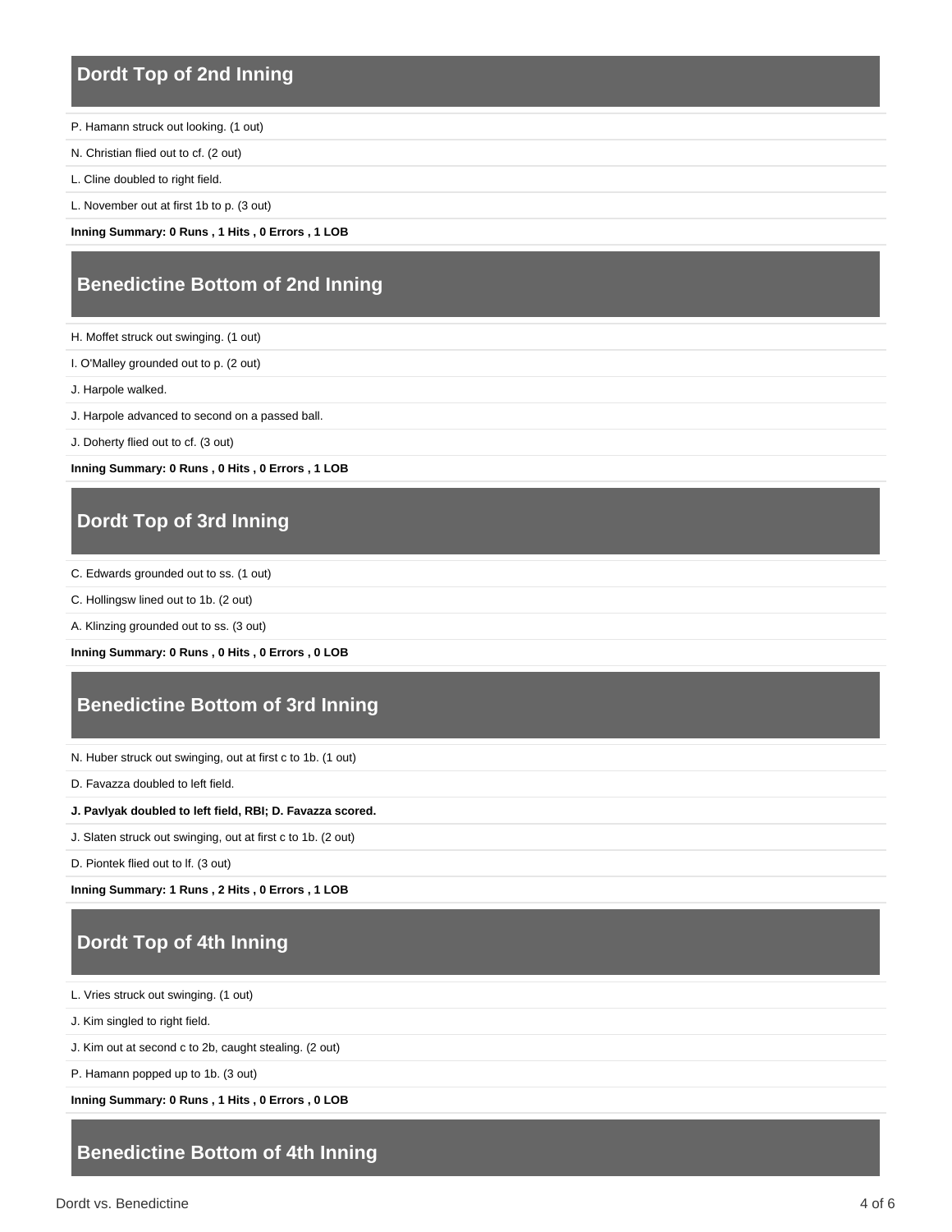## Dordt Top of 2nd Inning

P. Hamann struck out looking. (1 out)

N. Christian flied out to cf. (2 out)

L. Cline doubled to right field.

L. November out at first 1b to p. (3 out)

**Inning Summary: 0 Runs , 1 Hits , 0 Errors , 1 LOB**

## Benedictine Bottom of 2nd Inning

H. Moffet struck out swinging. (1 out)

I. O'Malley grounded out to p. (2 out)

J. Harpole walked.

J. Harpole advanced to second on a passed ball.

J. Doherty flied out to cf. (3 out)

**Inning Summary: 0 Runs , 0 Hits , 0 Errors , 1 LOB**

## Dordt Top of 3rd Inning

C. Edwards grounded out to ss. (1 out)

C. Hollingsw lined out to 1b. (2 out)

A. Klinzing grounded out to ss. (3 out)

**Inning Summary: 0 Runs , 0 Hits , 0 Errors , 0 LOB**

## Benedictine Bottom of 3rd Inning

N. Huber struck out swinging, out at first c to 1b. (1 out)

D. Favazza doubled to left field.

**J. Pavlyak doubled to left field, RBI; D. Favazza scored.**

J. Slaten struck out swinging, out at first c to 1b. (2 out)

D. Piontek flied out to lf. (3 out)

**Inning Summary: 1 Runs , 2 Hits , 0 Errors , 1 LOB**

## Dordt Top of 4th Inning

L. Vries struck out swinging. (1 out)

J. Kim singled to right field.

J. Kim out at second c to 2b, caught stealing. (2 out)

P. Hamann popped up to 1b. (3 out)

**Inning Summary: 0 Runs , 1 Hits , 0 Errors , 0 LOB**

## Benedictine Bottom of 4th Inning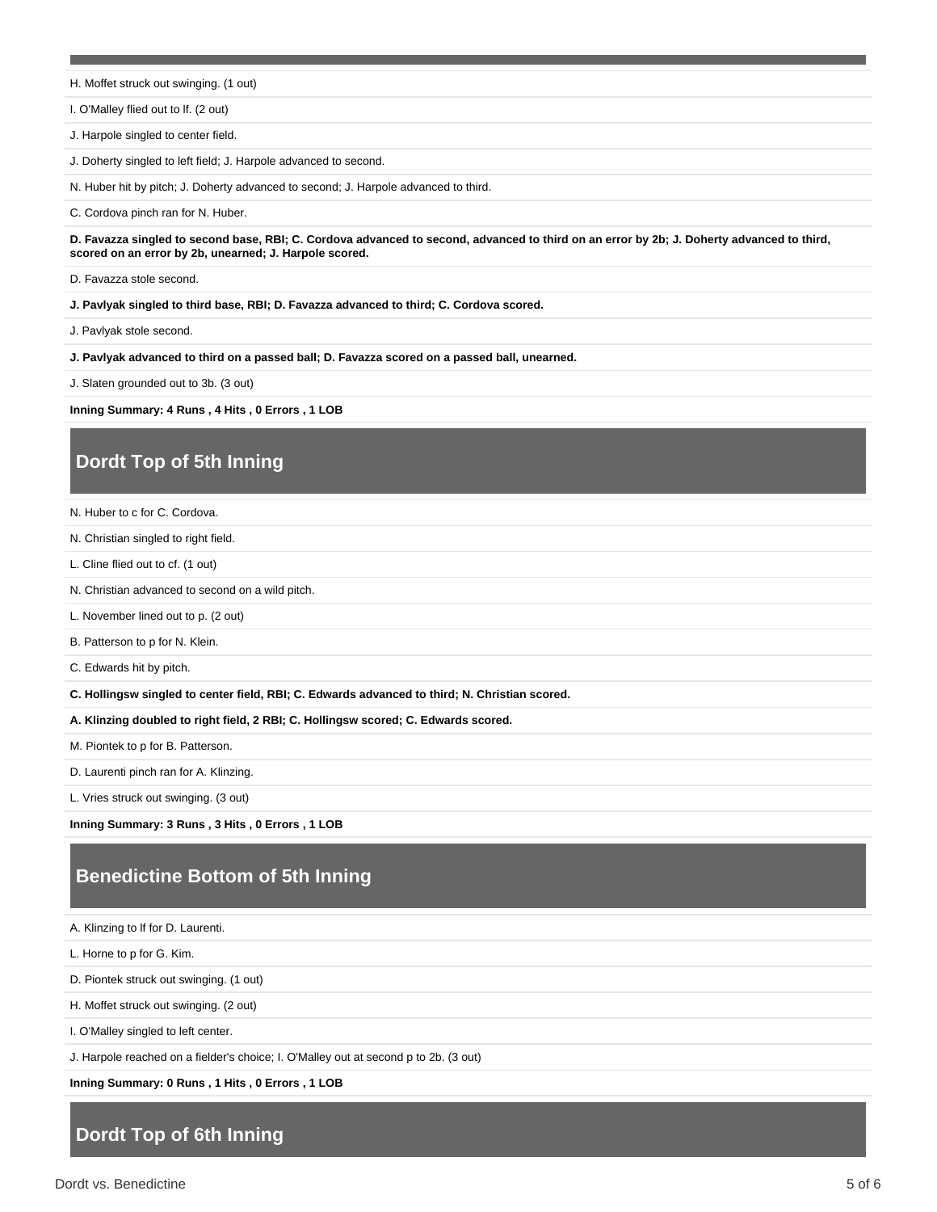H. Moffet struck out swinging. (1 out)

I. O'Malley flied out to lf. (2 out)

J. Harpole singled to center field.

J. Doherty singled to left field; J. Harpole advanced to second.

N. Huber hit by pitch; J. Doherty advanced to second; J. Harpole advanced to third.

C. Cordova pinch ran for N. Huber.

**D. Favazza singled to second base, RBI; C. Cordova advanced to second, advanced to third on an error by 2b; J. Doherty advanced to third, scored on an error by 2b, unearned; J. Harpole scored.**

D. Favazza stole second.

**J. Pavlyak singled to third base, RBI; D. Favazza advanced to third; C. Cordova scored.**

J. Pavlyak stole second.

**J. Pavlyak advanced to third on a passed ball; D. Favazza scored on a passed ball, unearned.**

J. Slaten grounded out to 3b. (3 out)

**Inning Summary: 4 Runs , 4 Hits , 0 Errors , 1 LOB**

## Dordt Top of 5th Inning

N. Huber to c for C. Cordova.

N. Christian singled to right field.

L. Cline flied out to cf. (1 out)

N. Christian advanced to second on a wild pitch.

L. November lined out to p. (2 out)

B. Patterson to p for N. Klein.

C. Edwards hit by pitch.

**C. Hollingsw singled to center field, RBI; C. Edwards advanced to third; N. Christian scored.**

**A. Klinzing doubled to right field, 2 RBI; C. Hollingsw scored; C. Edwards scored.**

M. Piontek to p for B. Patterson.

D. Laurenti pinch ran for A. Klinzing.

L. Vries struck out swinging. (3 out)

**Inning Summary: 3 Runs , 3 Hits , 0 Errors , 1 LOB**

## Benedictine Bottom of 5th Inning

A. Klinzing to lf for D. Laurenti.

L. Horne to p for G. Kim.

D. Piontek struck out swinging. (1 out)

H. Moffet struck out swinging. (2 out)

I. O'Malley singled to left center.

J. Harpole reached on a fielder's choice; I. O'Malley out at second p to 2b. (3 out)

**Inning Summary: 0 Runs , 1 Hits , 0 Errors , 1 LOB**

## Dordt Top of 6th Inning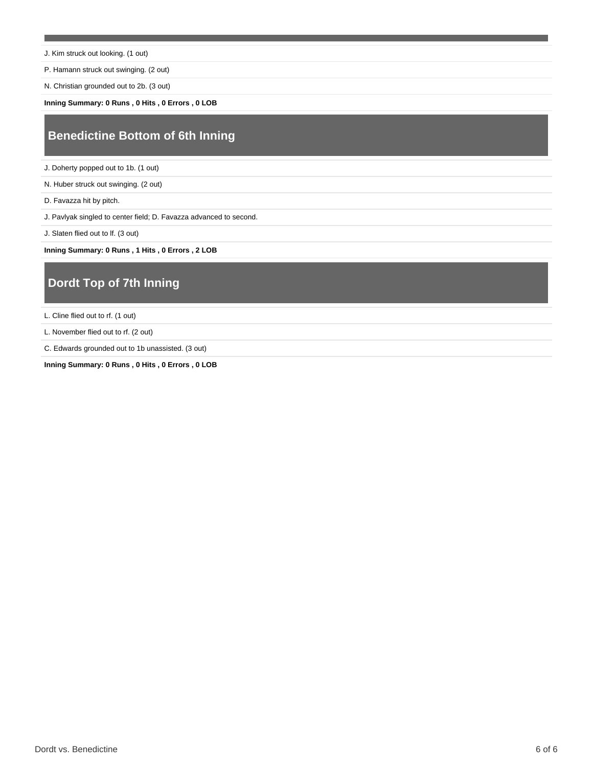J. Kim struck out looking. (1 out)

P. Hamann struck out swinging. (2 out)

N. Christian grounded out to 2b. (3 out)

**Inning Summary: 0 Runs , 0 Hits , 0 Errors , 0 LOB**

## Benedictine Bottom of 6th Inning

J. Doherty popped out to 1b. (1 out)

N. Huber struck out swinging. (2 out)

D. Favazza hit by pitch.

J. Pavlyak singled to center field; D. Favazza advanced to second.

J. Slaten flied out to lf. (3 out)

**Inning Summary: 0 Runs , 1 Hits , 0 Errors , 2 LOB**

## Dordt Top of 7th Inning

L. Cline flied out to rf. (1 out)

L. November flied out to rf. (2 out)

C. Edwards grounded out to 1b unassisted. (3 out)

**Inning Summary: 0 Runs , 0 Hits , 0 Errors , 0 LOB**